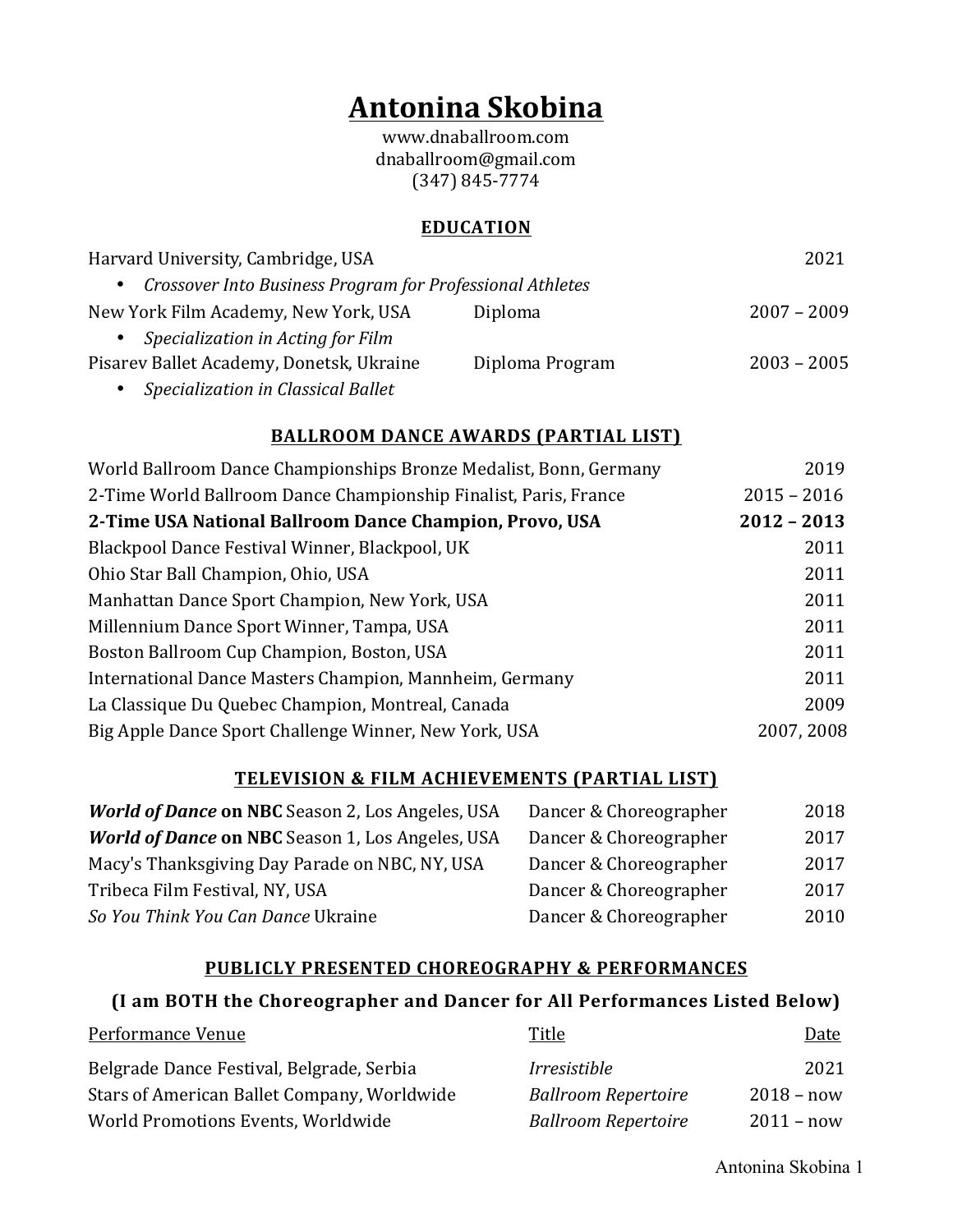# Antonina Skobina

www.dnaballroom.com
dnaballroom@gmail.com
(347) 845-7774

## EDUCATION

| | | |
|---|---|---|
| Harvard University, Cambridge, USA | | 2021 |
| • *Crossover Into Business Program for Professional Athletes* | | |
| New York Film Academy, New York, USA | Diploma | 2007 – 2009 |
| • *Specialization in Acting for Film* | | |
| Pisarev Ballet Academy, Donetsk, Ukraine | Diploma Program | 2003 – 2005 |
| • *Specialization in Classical Ballet* | | |

## BALLROOM DANCE AWARDS (PARTIAL LIST)

| | |
|---|---|
| World Ballroom Dance Championships Bronze Medalist, Bonn, Germany | 2019 |
| 2-Time World Ballroom Dance Championship Finalist, Paris, France | 2015 – 2016 |
| **2-Time USA National Ballroom Dance Champion, Provo, USA** | **2012 – 2013** |
| Blackpool Dance Festival Winner, Blackpool, UK | 2011 |
| Ohio Star Ball Champion, Ohio, USA | 2011 |
| Manhattan Dance Sport Champion, New York, USA | 2011 |
| Millennium Dance Sport Winner, Tampa, USA | 2011 |
| Boston Ballroom Cup Champion, Boston, USA | 2011 |
| International Dance Masters Champion, Mannheim, Germany | 2011 |
| La Classique Du Quebec Champion, Montreal, Canada | 2009 |
| Big Apple Dance Sport Challenge Winner, New York, USA | 2007, 2008 |

## TELEVISION & FILM ACHIEVEMENTS (PARTIAL LIST)

| | | |
|---|---|---|
| ***World of Dance* on NBC** Season 2, Los Angeles, USA | Dancer & Choreographer | 2018 |
| ***World of Dance* on NBC** Season 1, Los Angeles, USA | Dancer & Choreographer | 2017 |
| Macy's Thanksgiving Day Parade on NBC, NY, USA | Dancer & Choreographer | 2017 |
| Tribeca Film Festival, NY, USA | Dancer & Choreographer | 2017 |
| *So You Think You Can Dance* Ukraine | Dancer & Choreographer | 2010 |

## PUBLICLY PRESENTED CHOREOGRAPHY & PERFORMANCES

### (I am BOTH the Choreographer and Dancer for All Performances Listed Below)

| Performance Venue | Title | Date |
|---|---|---|
| Belgrade Dance Festival, Belgrade, Serbia | *Irresistible* | 2021 |
| Stars of American Ballet Company, Worldwide | *Ballroom Repertoire* | 2018 – now |
| World Promotions Events, Worldwide | *Ballroom Repertoire* | 2011 – now |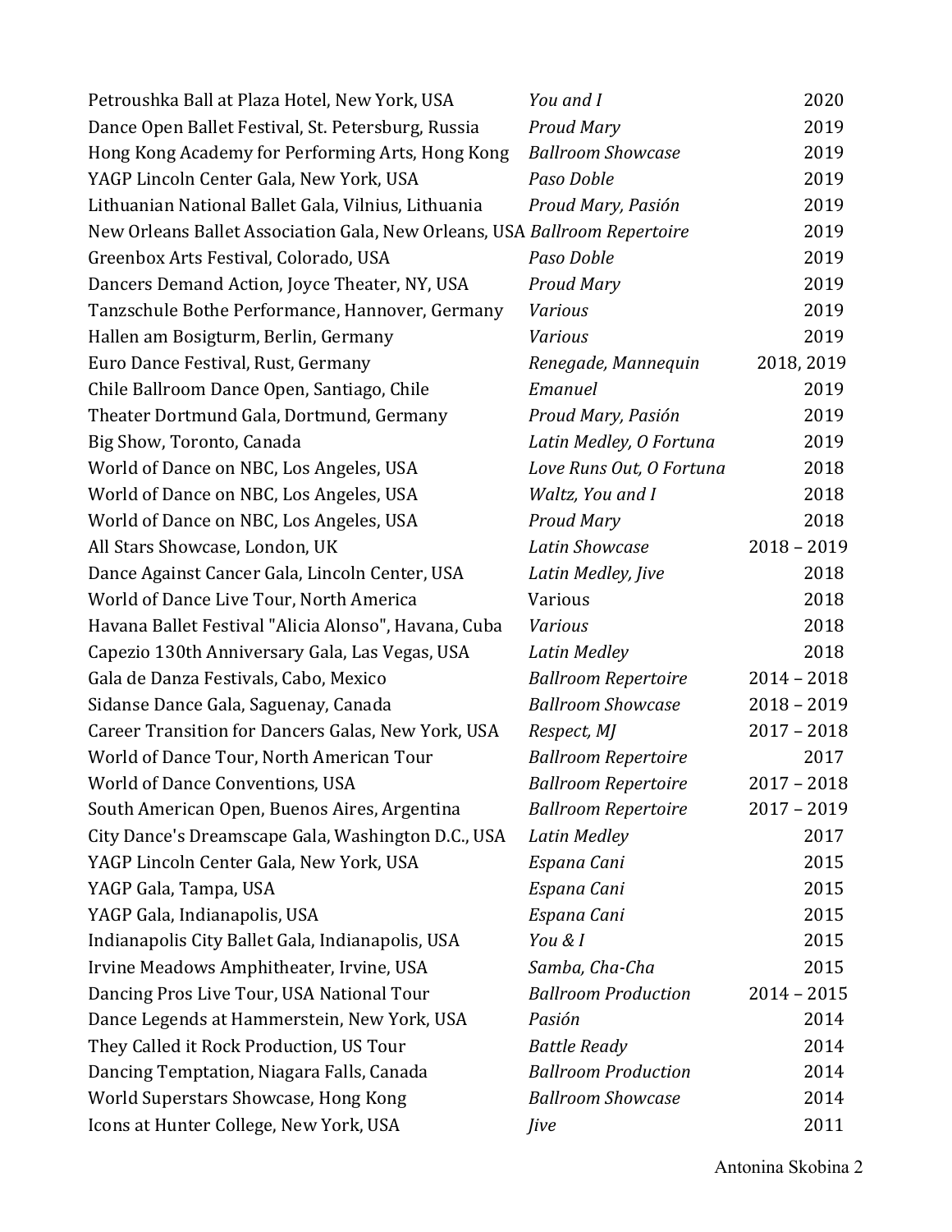| | | |
|---|---|---|
| Petroushka Ball at Plaza Hotel, New York, USA | *You and I* | 2020 |
| Dance Open Ballet Festival, St. Petersburg, Russia | *Proud Mary* | 2019 |
| Hong Kong Academy for Performing Arts, Hong Kong | *Ballroom Showcase* | 2019 |
| YAGP Lincoln Center Gala, New York, USA | *Paso Doble* | 2019 |
| Lithuanian National Ballet Gala, Vilnius, Lithuania | *Proud Mary, Pasión* | 2019 |
| New Orleans Ballet Association Gala, New Orleans, USA | *Ballroom Repertoire* | 2019 |
| Greenbox Arts Festival, Colorado, USA | *Paso Doble* | 2019 |
| Dancers Demand Action, Joyce Theater, NY, USA | *Proud Mary* | 2019 |
| Tanzschule Bothe Performance, Hannover, Germany | *Various* | 2019 |
| Hallen am Bosigturm, Berlin, Germany | *Various* | 2019 |
| Euro Dance Festival, Rust, Germany | *Renegade, Mannequin* | 2018, 2019 |
| Chile Ballroom Dance Open, Santiago, Chile | *Emanuel* | 2019 |
| Theater Dortmund Gala, Dortmund, Germany | *Proud Mary, Pasión* | 2019 |
| Big Show, Toronto, Canada | *Latin Medley, O Fortuna* | 2019 |
| World of Dance on NBC, Los Angeles, USA | *Love Runs Out, O Fortuna* | 2018 |
| World of Dance on NBC, Los Angeles, USA | *Waltz, You and I* | 2018 |
| World of Dance on NBC, Los Angeles, USA | *Proud Mary* | 2018 |
| All Stars Showcase, London, UK | *Latin Showcase* | 2018 – 2019 |
| Dance Against Cancer Gala, Lincoln Center, USA | *Latin Medley, Jive* | 2018 |
| World of Dance Live Tour, North America | Various | 2018 |
| Havana Ballet Festival "Alicia Alonso", Havana, Cuba | *Various* | 2018 |
| Capezio 130th Anniversary Gala, Las Vegas, USA | *Latin Medley* | 2018 |
| Gala de Danza Festivals, Cabo, Mexico | *Ballroom Repertoire* | 2014 – 2018 |
| Sidanse Dance Gala, Saguenay, Canada | *Ballroom Showcase* | 2018 – 2019 |
| Career Transition for Dancers Galas, New York, USA | *Respect, MJ* | 2017 – 2018 |
| World of Dance Tour, North American Tour | *Ballroom Repertoire* | 2017 |
| World of Dance Conventions, USA | *Ballroom Repertoire* | 2017 – 2018 |
| South American Open, Buenos Aires, Argentina | *Ballroom Repertoire* | 2017 – 2019 |
| City Dance's Dreamscape Gala, Washington D.C., USA | *Latin Medley* | 2017 |
| YAGP Lincoln Center Gala, New York, USA | *Espana Cani* | 2015 |
| YAGP Gala, Tampa, USA | *Espana Cani* | 2015 |
| YAGP Gala, Indianapolis, USA | *Espana Cani* | 2015 |
| Indianapolis City Ballet Gala, Indianapolis, USA | *You & I* | 2015 |
| Irvine Meadows Amphitheater, Irvine, USA | *Samba, Cha-Cha* | 2015 |
| Dancing Pros Live Tour, USA National Tour | *Ballroom Production* | 2014 – 2015 |
| Dance Legends at Hammerstein, New York, USA | *Pasión* | 2014 |
| They Called it Rock Production, US Tour | *Battle Ready* | 2014 |
| Dancing Temptation, Niagara Falls, Canada | *Ballroom Production* | 2014 |
| World Superstars Showcase, Hong Kong | *Ballroom Showcase* | 2014 |
| Icons at Hunter College, New York, USA | *Jive* | 2011 |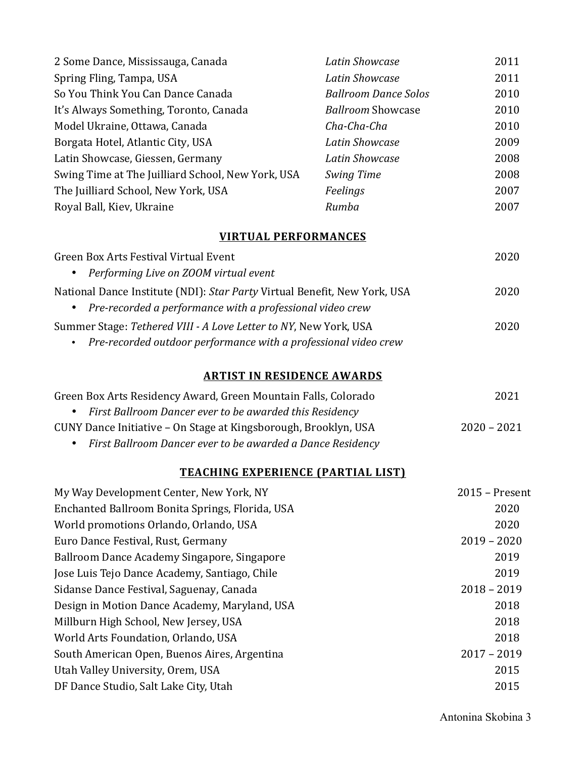| | | |
|---|---|---|
| 2 Some Dance, Mississauga, Canada | *Latin Showcase* | 2011 |
| Spring Fling, Tampa, USA | *Latin Showcase* | 2011 |
| So You Think You Can Dance Canada | *Ballroom Dance Solos* | 2010 |
| It's Always Something, Toronto, Canada | *Ballroom* Showcase | 2010 |
| Model Ukraine, Ottawa, Canada | *Cha-Cha-Cha* | 2010 |
| Borgata Hotel, Atlantic City, USA | *Latin Showcase* | 2009 |
| Latin Showcase, Giessen, Germany | *Latin Showcase* | 2008 |
| Swing Time at The Juilliard School, New York, USA | *Swing Time* | 2008 |
| The Juilliard School, New York, USA | *Feelings* | 2007 |
| Royal Ball, Kiev, Ukraine | *Rumba* | 2007 |

## VIRTUAL PERFORMANCES

Green Box Arts Festival Virtual Event — 2020
- *Performing Live on ZOOM virtual event*

National Dance Institute (NDI): *Star Party* Virtual Benefit, New York, USA — 2020
- *Pre-recorded a performance with a professional video crew*

Summer Stage: *Tethered VIII - A Love Letter to NY*, New York, USA — 2020
- *Pre-recorded outdoor performance with a professional video crew*

## ARTIST IN RESIDENCE AWARDS

Green Box Arts Residency Award, Green Mountain Falls, Colorado — 2021
- *First Ballroom Dancer ever to be awarded this Residency*

CUNY Dance Initiative – On Stage at Kingsborough, Brooklyn, USA — 2020 – 2021
- *First Ballroom Dancer ever to be awarded a Dance Residency*

## TEACHING EXPERIENCE (PARTIAL LIST)

| | |
|---|---|
| My Way Development Center, New York, NY | 2015 – Present |
| Enchanted Ballroom Bonita Springs, Florida, USA | 2020 |
| World promotions Orlando, Orlando, USA | 2020 |
| Euro Dance Festival, Rust, Germany | 2019 – 2020 |
| Ballroom Dance Academy Singapore, Singapore | 2019 |
| Jose Luis Tejo Dance Academy, Santiago, Chile | 2019 |
| Sidanse Dance Festival, Saguenay, Canada | 2018 – 2019 |
| Design in Motion Dance Academy, Maryland, USA | 2018 |
| Millburn High School, New Jersey, USA | 2018 |
| World Arts Foundation, Orlando, USA | 2018 |
| South American Open, Buenos Aires, Argentina | 2017 – 2019 |
| Utah Valley University, Orem, USA | 2015 |
| DF Dance Studio, Salt Lake City, Utah | 2015 |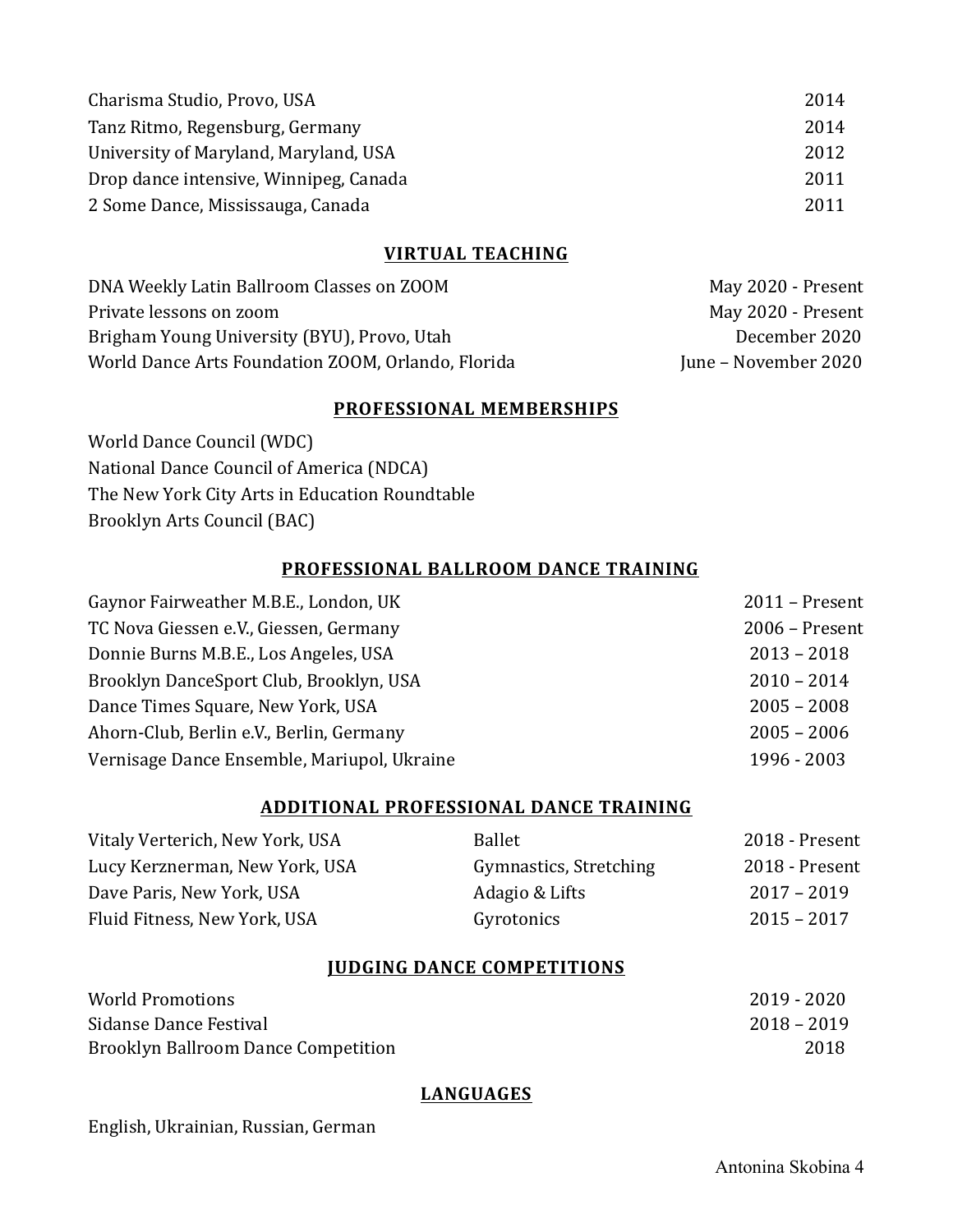| | |
|---|---|
| Charisma Studio, Provo, USA | 2014 |
| Tanz Ritmo, Regensburg, Germany | 2014 |
| University of Maryland, Maryland, USA | 2012 |
| Drop dance intensive, Winnipeg, Canada | 2011 |
| 2 Some Dance, Mississauga, Canada | 2011 |

## VIRTUAL TEACHING

| | |
|---|---|
| DNA Weekly Latin Ballroom Classes on ZOOM | May 2020 - Present |
| Private lessons on zoom | May 2020 - Present |
| Brigham Young University (BYU), Provo, Utah | December 2020 |
| World Dance Arts Foundation ZOOM, Orlando, Florida | June – November 2020 |

## PROFESSIONAL MEMBERSHIPS

World Dance Council (WDC)
National Dance Council of America (NDCA)
The New York City Arts in Education Roundtable
Brooklyn Arts Council (BAC)

## PROFESSIONAL BALLROOM DANCE TRAINING

| | |
|---|---|
| Gaynor Fairweather M.B.E., London, UK | 2011 – Present |
| TC Nova Giessen e.V., Giessen, Germany | 2006 – Present |
| Donnie Burns M.B.E., Los Angeles, USA | 2013 – 2018 |
| Brooklyn DanceSport Club, Brooklyn, USA | 2010 – 2014 |
| Dance Times Square, New York, USA | 2005 – 2008 |
| Ahorn-Club, Berlin e.V., Berlin, Germany | 2005 – 2006 |
| Vernisage Dance Ensemble, Mariupol, Ukraine | 1996 - 2003 |

## ADDITIONAL PROFESSIONAL DANCE TRAINING

| | | |
|---|---|---|
| Vitaly Verterich, New York, USA | Ballet | 2018 - Present |
| Lucy Kerznerman, New York, USA | Gymnastics, Stretching | 2018 - Present |
| Dave Paris, New York, USA | Adagio & Lifts | 2017 – 2019 |
| Fluid Fitness, New York, USA | Gyrotonics | 2015 – 2017 |

## JUDGING DANCE COMPETITIONS

| | |
|---|---|
| World Promotions | 2019 - 2020 |
| Sidanse Dance Festival | 2018 – 2019 |
| Brooklyn Ballroom Dance Competition | 2018 |

## LANGUAGES

English, Ukrainian, Russian, German